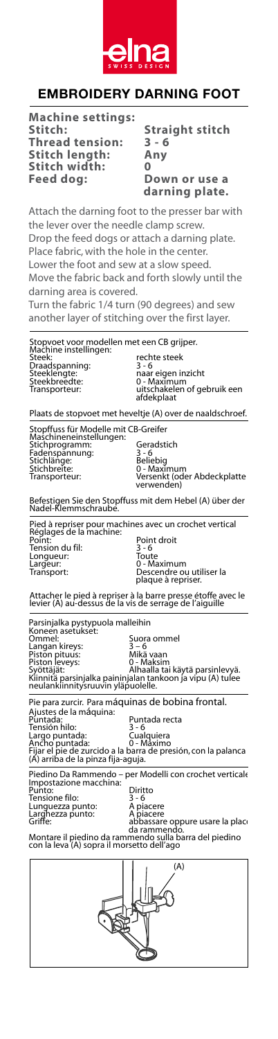elna
SWISS DESIGN

## EMBROIDERY DARNING FOOT

**Machine settings:**

| | |
|---|---|
| **Stitch:** | **Straight stitch** |
| **Thread tension:** | **3 - 6** |
| **Stitch length:** | **Any** |
| **Stitch width:** | **0** |
| **Feed dog:** | **Down or use a darning plate.** |

Attach the darning foot to the presser bar with the lever over the needle clamp screw.
Drop the feed dogs or attach a darning plate.
Place fabric, with the hole in the center.
Lower the foot and sew at a slow speed.
Move the fabric back and forth slowly until the darning area is covered.
Turn the fabric 1/4 turn (90 degrees) and sew another layer of stitching over the first layer.

Stopvoet voor modellen met een CB grijper.
Machine instellingen:

| | |
|---|---|
| Steek: | rechte steek |
| Draadspanning: | 3 - 6 |
| Steeklengte: | naar eigen inzicht |
| Steekbreedte: | 0 - Maximum |
| Transporteur: | uitschakelen of gebruik een afdekplaat |

Plaats de stopvoet met heveltje (A) over de naaldschroef.

Stopffuss für Modelle mit CB-Greifer
Maschineneinstellungen:

| | |
|---|---|
| Stichprogramm: | Geradstich |
| Fadenspannung: | 3 - 6 |
| Stichlänge: | Beliebig |
| Stichbreite: | 0 - Maximum |
| Transporteur: | Versenkt (oder Abdeckplatte verwenden) |

Befestigen Sie den Stopffuss mit dem Hebel (A) über der Nadel-Klemmschraube.

Pied à repriser pour machines avec un crochet vertical
Réglages de la machine:

| | |
|---|---|
| Point: | Point droit |
| Tension du fil: | 3 - 6 |
| Longueur: | Toute |
| Largeur: | 0 - Maximum |
| Transport: | Descendre ou utiliser la plaque à repriser. |

Attacher le pied à repriser à la barre presse étoffe avec le levier (A) au-dessus de la vis de serrage de l'aiguille

Parsinjalka pystypuola malleihin
Koneen asetukset:

| | |
|---|---|
| Ommel: | Suora ommel |
| Langan kireys: | 3 – 6 |
| Piston pituus: | Mikä vaan |
| Piston leveys: | 0 - Maksim |
| Syöttäjät: | Alhaalla tai käytä parsinlevyä. |

Kiinnitä parsinjalka paininjalan tankoon ja vipu (A) tulee neulankiinnitysruuvin yläpuolelle.

Pie para zurcir. Para máquinas de bobina frontal.
Ajustes de la máquina:

| | |
|---|---|
| Puntada: | Puntada recta |
| Tensión hilo: | 3 - 6 |
| Largo puntada: | Cualquiera |
| Ancho puntada: | 0 - Máximo |

Fijar el pie de zurcido a la barra de presión, con la palanca (A) arriba de la pinza fija-aguja.

Piedino Da Rammendo – per Modelli con crochet verticale
Impostazione macchina:

| | |
|---|---|
| Punto: | Diritto |
| Tensione filo: | 3 - 6 |
| Lunguezza punto: | A piacere |
| Larghezza punto: | A piacere |
| Griffe: | abbassare oppure usare la placca da rammendo. |

Montare il piedino da rammendo sulla barra del piedino con la leva (A) sopra il morsetto dell'ago

(A)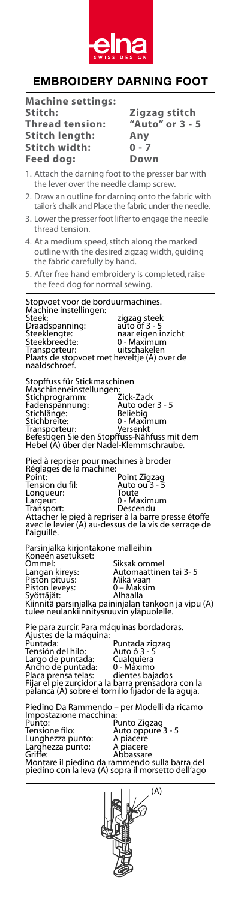elna

SWISS DESIGN

# EMBROIDERY DARNING FOOT

**Machine settings:**

| | |
|---|---|
| **Stitch:** | **Zigzag stitch** |
| **Thread tension:** | **"Auto" or 3 - 5** |
| **Stitch length:** | **Any** |
| **Stitch width:** | **0 - 7** |
| **Feed dog:** | **Down** |

1. Attach the darning foot to the presser bar with the lever over the needle clamp screw.
2. Draw an outline for darning onto the fabric with tailor's chalk and Place the fabric under the needle.
3. Lower the presser foot lifter to engage the needle thread tension.
4. At a medium speed, stitch along the marked outline with the desired zigzag width, guiding the fabric carefully by hand.
5. After free hand embroidery is completed, raise the feed dog for normal sewing.

---

Stopvoet voor de borduurmachines.
Machine instellingen:

| | |
|---|---|
| Steek: | zigzag steek |
| Draadspanning: | auto of 3 - 5 |
| Steeklengte: | naar eigen inzicht |
| Steekbreedte: | 0 - Maximum |
| Transporteur: | uitschakelen |

Plaats de stopvoet met heveltje (A) over de naaldschroef.

---

Stopffuss für Stickmaschinen
Maschineneinstellungen:

| | |
|---|---|
| Stichprogramm: | Zick-Zack |
| Fadenspannung: | Auto oder 3 - 5 |
| Stichlänge: | Beliebig |
| Stichbreite: | 0 - Maximum |
| Transporteur: | Versenkt |

Befestigen Sie den Stopffuss-Nähfuss mit dem Hebel (A) über der Nadel-Klemmschraube.

---

Pied à repriser pour machines à broder
Réglages de la machine:

| | |
|---|---|
| Point: | Point Zigzag |
| Tension du fil: | Auto ou 3 - 5 |
| Longueur: | Toute |
| Largeur: | 0 - Maximum |
| Transport: | Descendu |

Attacher le pied à repriser à la barre presse étoffe avec le levier (A) au-dessus de la vis de serrage de l'aiguille.

---

Parsinjalka kirjontakone malleihin
Koneen asetukset:

| | |
|---|---|
| Ommel: | Siksak ommel |
| Langan kireys: | Automaattinen tai 3- 5 |
| Piston pituus: | Mikä vaan |
| Piston leveys: | 0 – Maksim |
| Syöttäjät: | Alhaalla |

Kiinnitä parsinjalka paininjalan tankoon ja vipu (A) tulee neulankiinnitysruuvin yläpuolelle.

---

Pie para zurcir. Para máquinas bordadoras.
Ajustes de la máquina:

| | |
|---|---|
| Puntada: | Puntada zigzag |
| Tensión del hilo: | Auto ó 3 - 5 |
| Largo de puntada: | Cualquiera |
| Ancho de puntada: | 0 - Máximo |
| Placa prensa telas: | dientes bajados |

Fijar el pie zurcidor a la barra prensadora con la palanca (A) sobre el tornillo fijador de la aguja.

---

Piedino Da Rammendo – per Modelli da ricamo
Impostazione macchina:

| | |
|---|---|
| Punto: | Punto Zigzag |
| Tensione filo: | Auto oppure 3 - 5 |
| Lunghezza punto: | A piacere |
| Larghezza punto: | A piacere |
| Griffe: | Abbassare |

Montare il piedino da rammendo sulla barra del piedino con la leva (A) sopra il morsetto dell'ago

(A)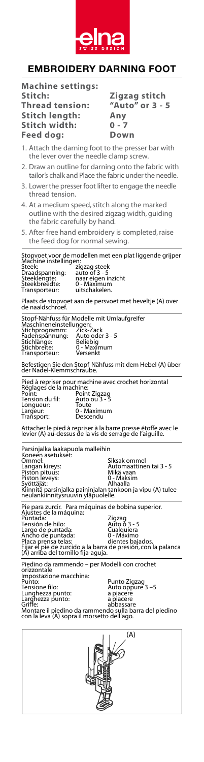elna
SWISS DESIGN

# EMBROIDERY DARNING FOOT

**Machine settings:**

| | |
|---|---|
| **Stitch:** | **Zigzag stitch** |
| **Thread tension:** | **"Auto" or 3 - 5** |
| **Stitch length:** | **Any** |
| **Stitch width:** | **0 - 7** |
| **Feed dog:** | **Down** |

1. Attach the darning foot to the presser bar with the lever over the needle clamp screw.
2. Draw an outline for darning onto the fabric with tailor's chalk and Place the fabric under the needle.
3. Lower the presser foot lifter to engage the needle thread tension.
4. At a medium speed, stitch along the marked outline with the desired zigzag width, guiding the fabric carefully by hand.
5. After free hand embroidery is completed, raise the feed dog for normal sewing.

Stopvoet voor de modellen met een plat liggende grijper
Machine instellingen:

| | |
|---|---|
| Steek: | zigzag steek |
| Draadspanning: | auto of 3 - 5 |
| Steeklengte: | naar eigen inzicht |
| Steekbreedte: | 0 - Maximum |
| Transporteur: | uitschakelen. |

Plaats de stopvoet aan de persvoet met heveltje (A) over de naaldschroef.

Stopf-Nähfuss für Modelle mit Umlaufgreifer
Maschineneinstellungen:

| | |
|---|---|
| Stichprogramm: | Zick-Zack |
| Fadenspannung: | Auto oder 3 - 5 |
| Stichlänge: | Beliebig |
| Stichbreite: | 0 - Maximum |
| Transporteur: | Versenkt |

Befestigen Sie den Stopf-Nähfuss mit dem Hebel (A) über der Nadel-Klemmschraube.

Pied à repriser pour machine avec crochet horizontal
Réglages de la machine:

| | |
|---|---|
| Point: | Point Zigzag |
| Tension du fil: | Auto ou 3 - 5 |
| Longueur: | Toute |
| Largeur: | 0 - Maximum |
| Transport: | Descendu |

Attacher le pied à repriser à la barre presse étoffe avec le levier (A) au-dessus de la vis de serrage de l'aiguille.

Parsinjalka laakapuola malleihin
Koneen asetukset:

| | |
|---|---|
| Ommel: | Siksak ommel |
| Langan kireys: | Automaattinen tai 3 - 5 |
| Piston pituus: | Mikä vaan |
| Piston leveys: | 0 - Maksim |
| Syöttäjät: | Alhaalla |

Kiinnitä parsinjalka paininjalan tankoon ja vipu (A) tulee neulankiinnitysruuvin yläpuolelle.

Pie para zurcir. Para máquinas de bobina superior.
Ajustes de la máquina:

| | |
|---|---|
| Puntada: | Zigzag |
| Tensión de hilo: | Auto ó 3 - 5 |
| Largo de puntada: | Cualquiera |
| Ancho de puntada: | 0 - Máximo |
| Placa prensa telas: | dientes bajados. |

Fijar el pie de zurcido a la barra de presión, con la palanca (A) arriba del tornillo fija-aguja.

Piedino da rammendo – per Modelli con crochet orizzontale
Impostazione macchina:

| | |
|---|---|
| Punto: | Punto Zigzag |
| Tensione filo: | Auto oppure 3 –5 |
| Lunghezza punto: | a piacere |
| Larghezza punto: | a piacere |
| Griffe: | abbassare |

Montare il piedino da rammendo sulla barra del piedino con la leva (A) sopra il morsetto dell'ago.

(A)